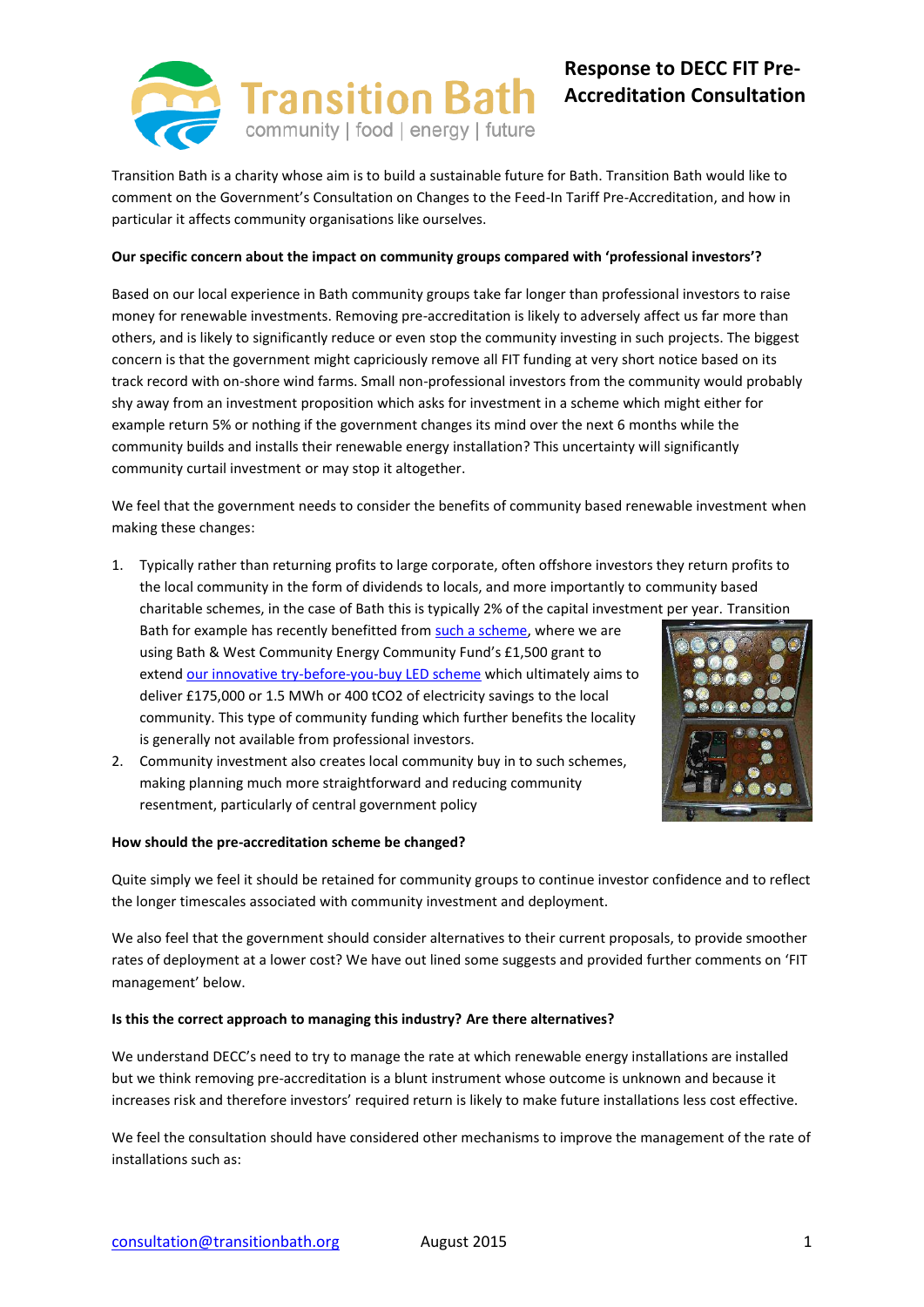# Response to DECC FIT Pre-Accreditation Consultation

Transition Bath is a charity whose aim is to build a sustainable future for Bath. Transition Bath would like to comment on the Government's Consultation on Changes to the Feed-In Tariff Pre-Accreditation, and how in particular it affects community organisations like ourselves.

**Our specific concern about the impact on community groups compared with 'professional investors'?**

Based on our local experience in Bath community groups take far longer than professional investors to raise money for renewable investments. Removing pre-accreditation is likely to adversely affect us far more than others, and is likely to significantly reduce or even stop the community investing in such projects. The biggest concern is that the government might capriciously remove all FIT funding at very short notice based on its track record with on-shore wind farms. Small non-professional investors from the community would probably shy away from an investment proposition which asks for investment in a scheme which might either for example return 5% or nothing if the government changes its mind over the next 6 months while the community builds and installs their renewable energy installation? This uncertainty will significantly community curtail investment or may stop it altogether.

We feel that the government needs to consider the benefits of community based renewable investment when making these changes:

1. Typically rather than returning profits to large corporate, often offshore investors they return profits to the local community in the form of dividends to locals, and more importantly to community based charitable schemes, in the case of Bath this is typically 2% of the capital investment per year. Transition Bath for example has recently benefitted from such a scheme, where we are using Bath & West Community Energy Community Fund's £1,500 grant to extend our innovative try-before-you-buy LED scheme which ultimately aims to deliver £175,000 or 1.5 MWh or 400 $tCO_2$ of electricity savings to the local community. This type of community funding which further benefits the locality is generally not available from professional investors.
2. Community investment also creates local community buy in to such schemes, making planning much more straightforward and reducing community resentment, particularly of central government policy

**How should the pre-accreditation scheme be changed?**

Quite simply we feel it should be retained for community groups to continue investor confidence and to reflect the longer timescales associated with community investment and deployment.

We also feel that the government should consider alternatives to their current proposals, to provide smoother rates of deployment at a lower cost? We have out lined some suggests and provided further comments on 'FIT management' below.

**Is this the correct approach to managing this industry? Are there alternatives?**

We understand DECC's need to try to manage the rate at which renewable energy installations are installed but we think removing pre-accreditation is a blunt instrument whose outcome is unknown and because it increases risk and therefore investors' required return is likely to make future installations less cost effective.

We feel the consultation should have considered other mechanisms to improve the management of the rate of installations such as: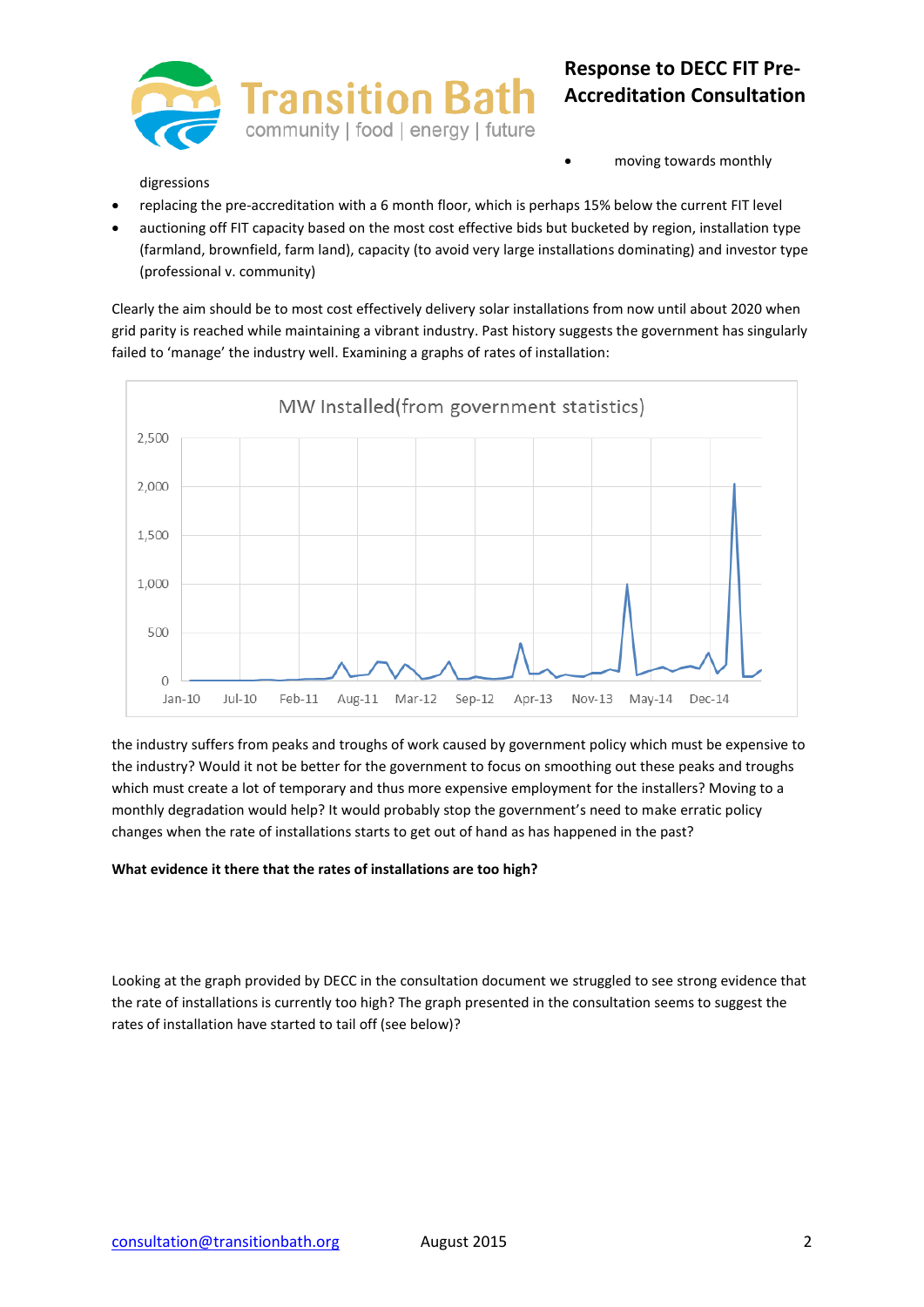- moving towards monthly digressions
- replacing the pre-accreditation with a 6 month floor, which is perhaps 15% below the current FIT level
- auctioning off FIT capacity based on the most cost effective bids but bucketed by region, installation type (farmland, brownfield, farm land), capacity (to avoid very large installations dominating) and investor type (professional v. community)

Clearly the aim should be to most cost effectively delivery solar installations from now until about 2020 when grid parity is reached while maintaining a vibrant industry. Past history suggests the government has singularly failed to 'manage' the industry well. Examining a graphs of rates of installation:

MW Installed(from government statistics)

the industry suffers from peaks and troughs of work caused by government policy which must be expensive to the industry? Would it not be better for the government to focus on smoothing out these peaks and troughs which must create a lot of temporary and thus more expensive employment for the installers? Moving to a monthly degradation would help? It would probably stop the government's need to make erratic policy changes when the rate of installations starts to get out of hand as has happened in the past?

**What evidence it there that the rates of installations are too high?**

Looking at the graph provided by DECC in the consultation document we struggled to see strong evidence that the rate of installations is currently too high? The graph presented in the consultation seems to suggest the rates of installation have started to tail off (see below)?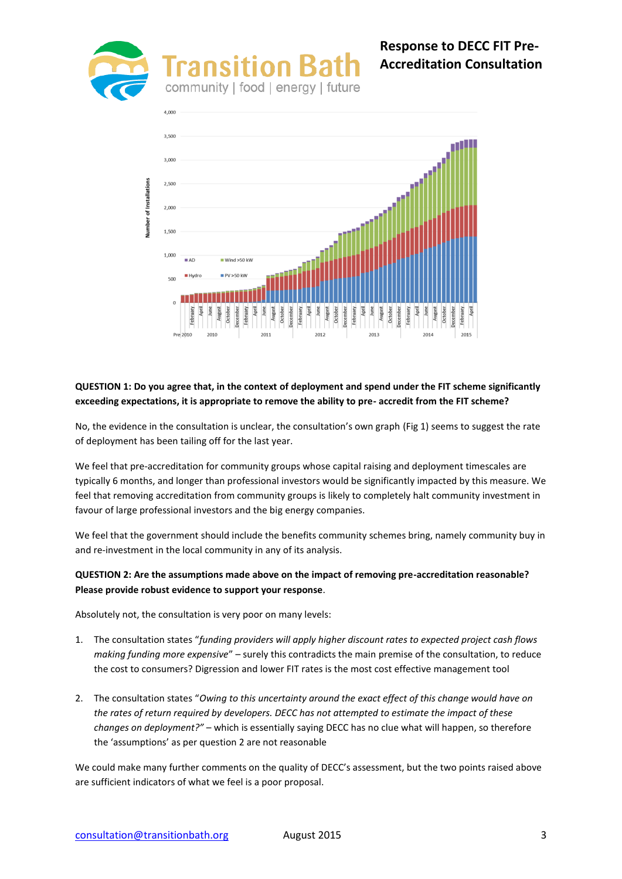QUESTION 1: Do you agree that, in the context of deployment and spend under the FIT scheme significantly exceeding expectations, it is appropriate to remove the ability to pre- accredit from the FIT scheme?

No, the evidence in the consultation is unclear, the consultation's own graph (Fig 1) seems to suggest the rate of deployment has been tailing off for the last year.

We feel that pre-accreditation for community groups whose capital raising and deployment timescales are typically 6 months, and longer than professional investors would be significantly impacted by this measure. We feel that removing accreditation from community groups is likely to completely halt community investment in favour of large professional investors and the big energy companies.

We feel that the government should include the benefits community schemes bring, namely community buy in and re-investment in the local community in any of its analysis.

**QUESTION 2: Are the assumptions made above on the impact of removing pre-accreditation reasonable? Please provide robust evidence to support your response**.

Absolutely not, the consultation is very poor on many levels:

1. The consultation states "*funding providers will apply higher discount rates to expected project cash flows making funding more expensive*" – surely this contradicts the main premise of the consultation, to reduce the cost to consumers? Digression and lower FIT rates is the most cost effective management tool

2. The consultation states "*Owing to this uncertainty around the exact effect of this change would have on the rates of return required by developers. DECC has not attempted to estimate the impact of these changes on deployment?"* – which is essentially saying DECC has no clue what will happen, so therefore the 'assumptions' as per question 2 are not reasonable

We could make many further comments on the quality of DECC's assessment, but the two points raised above are sufficient indicators of what we feel is a poor proposal.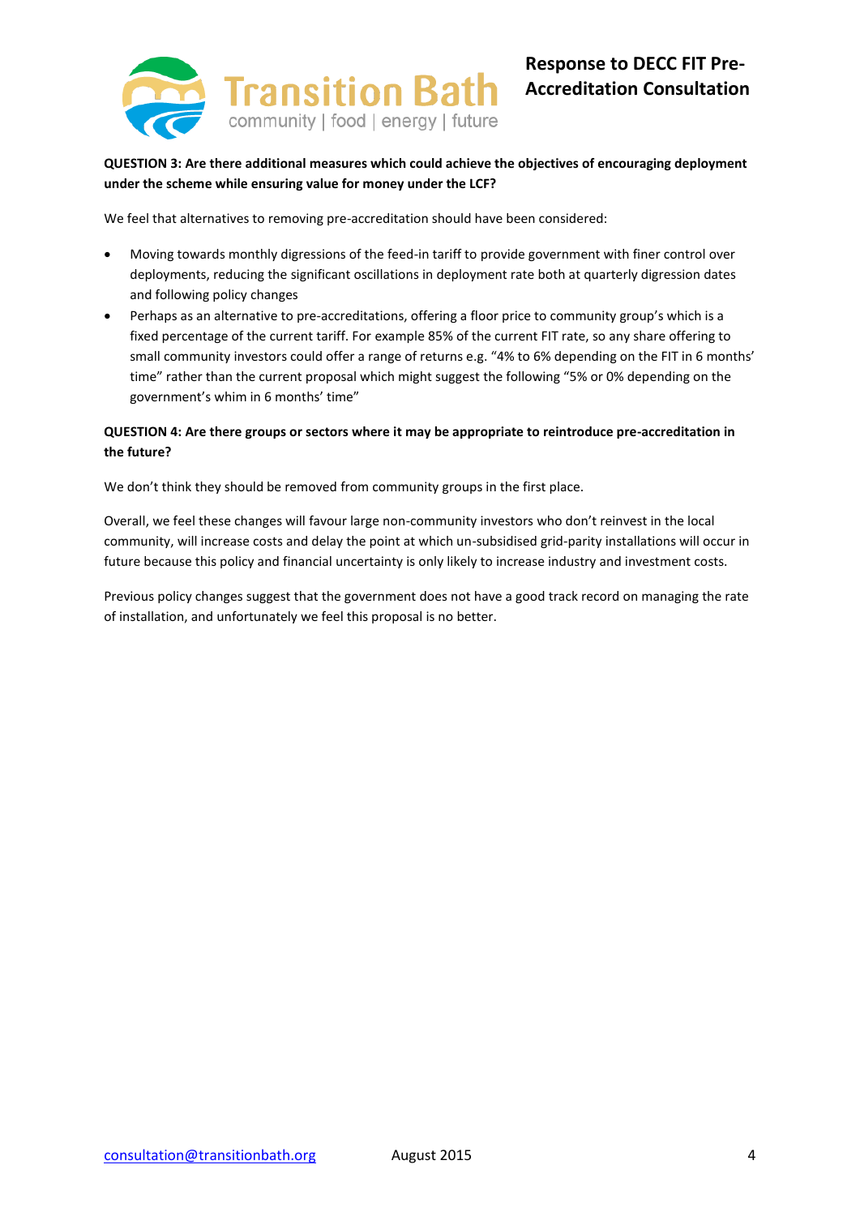**QUESTION 3: Are there additional measures which could achieve the objectives of encouraging deployment under the scheme while ensuring value for money under the LCF?**

We feel that alternatives to removing pre-accreditation should have been considered:

- Moving towards monthly digressions of the feed-in tariff to provide government with finer control over deployments, reducing the significant oscillations in deployment rate both at quarterly digression dates and following policy changes
- Perhaps as an alternative to pre-accreditations, offering a floor price to community group's which is a fixed percentage of the current tariff. For example 85% of the current FIT rate, so any share offering to small community investors could offer a range of returns e.g. "4% to 6% depending on the FIT in 6 months' time" rather than the current proposal which might suggest the following "5% or 0% depending on the government's whim in 6 months' time"

**QUESTION 4: Are there groups or sectors where it may be appropriate to reintroduce pre-accreditation in the future?**

We don't think they should be removed from community groups in the first place.

Overall, we feel these changes will favour large non-community investors who don't reinvest in the local community, will increase costs and delay the point at which un-subsidised grid-parity installations will occur in future because this policy and financial uncertainty is only likely to increase industry and investment costs.

Previous policy changes suggest that the government does not have a good track record on managing the rate of installation, and unfortunately we feel this proposal is no better.